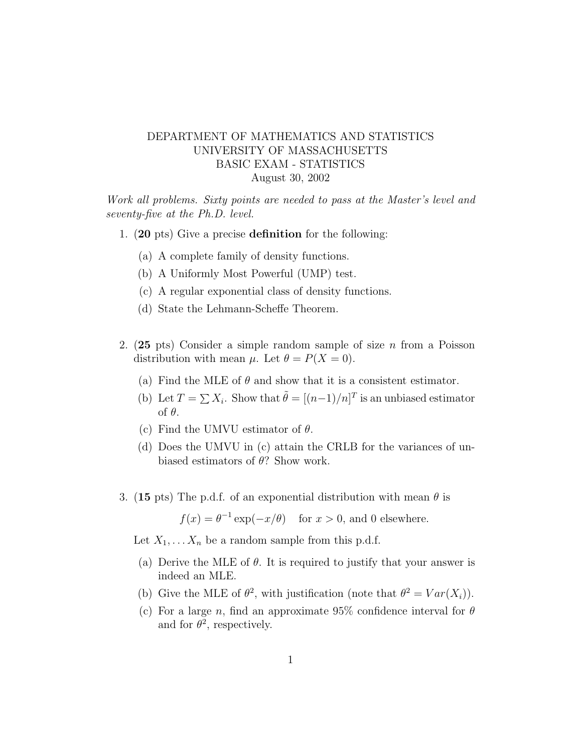DEPARTMENT OF MATHEMATICS AND STATISTICS
UNIVERSITY OF MASSACHUSETTS
BASIC EXAM - STATISTICS
August 30, 2002

*Work all problems. Sixty points are needed to pass at the Master's level and seventy-five at the Ph.D. level.*

1. (**20** pts) Give a precise **definition** for the following:

   (a) A complete family of density functions.

   (b) A Uniformly Most Powerful (UMP) test.

   (c) A regular exponential class of density functions.

   (d) State the Lehmann-Scheffe Theorem.

2. (**25** pts) Consider a simple random sample of size $n$ from a Poisson distribution with mean $\mu$. Let $\theta = P(X = 0)$.

   (a) Find the MLE of $\theta$ and show that it is a consistent estimator.

   (b) Let $T = \sum X_i$. Show that $\tilde{\theta} = [(n-1)/n]^T$ is an unbiased estimator of $\theta$.

   (c) Find the UMVU estimator of $\theta$.

   (d) Does the UMVU in (c) attain the CRLB for the variances of unbiased estimators of $\theta$? Show work.

3. (**15** pts) The p.d.f. of an exponential distribution with mean $\theta$ is

$$f(x) = \theta^{-1} \exp(-x/\theta) \quad \text{for } x > 0, \text{ and 0 elsewhere.}$$

   Let $X_1, \ldots X_n$ be a random sample from this p.d.f.

   (a) Derive the MLE of $\theta$. It is required to justify that your answer is indeed an MLE.

   (b) Give the MLE of $\theta^2$, with justification (note that $\theta^2 = Var(X_i)$).

   (c) For a large $n$, find an approximate 95% confidence interval for $\theta$ and for $\theta^2$, respectively.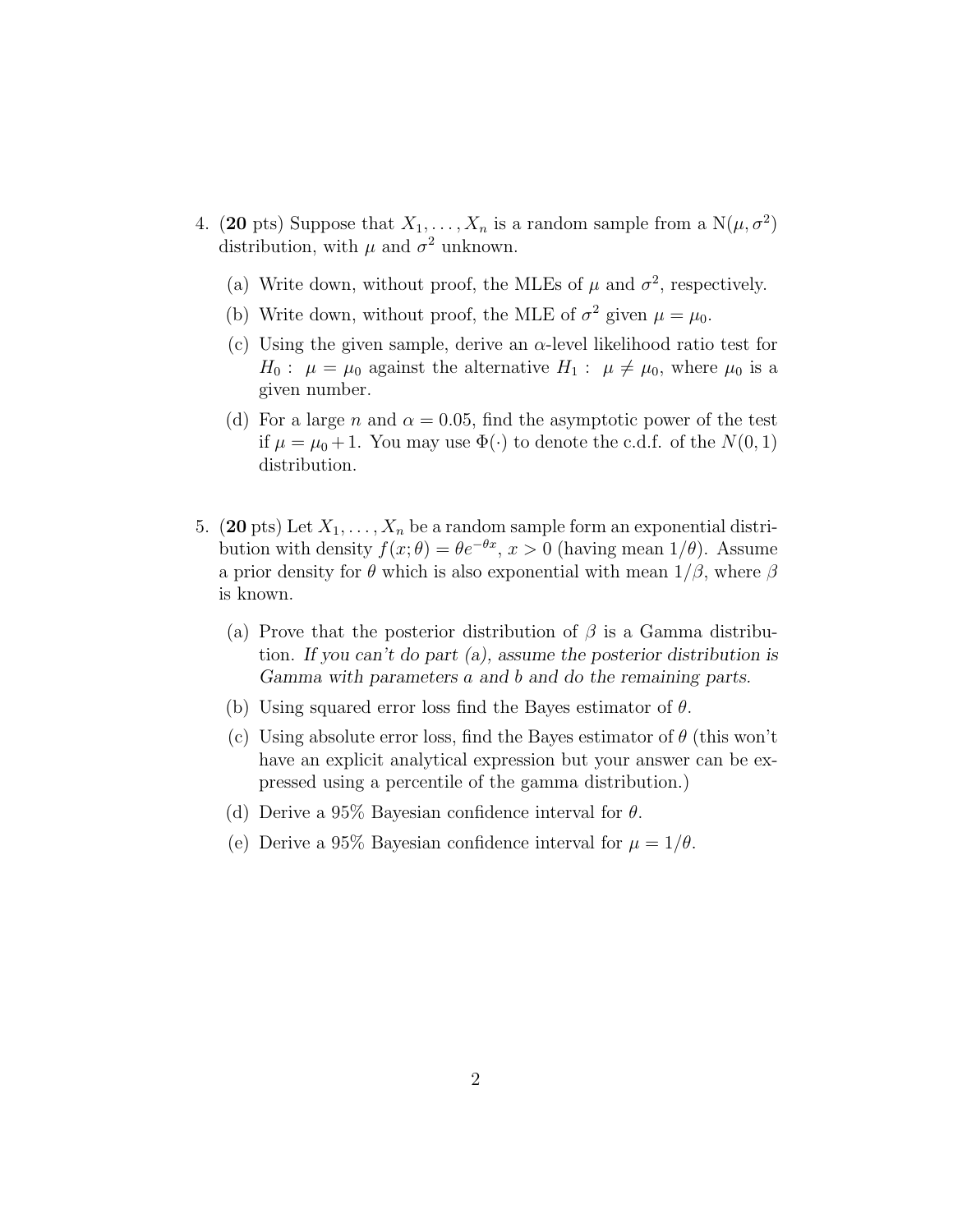4. (**20** pts) Suppose that $X_1, \ldots, X_n$ is a random sample from a $\mathrm{N}(\mu, \sigma^2)$ distribution, with $\mu$ and $\sigma^2$ unknown.

   (a) Write down, without proof, the MLEs of $\mu$ and $\sigma^2$, respectively.

   (b) Write down, without proof, the MLE of $\sigma^2$ given $\mu = \mu_0$.

   (c) Using the given sample, derive an $\alpha$-level likelihood ratio test for $H_0: \ \mu = \mu_0$ against the alternative $H_1: \ \mu \neq \mu_0$, where $\mu_0$ is a given number.

   (d) For a large $n$ and $\alpha = 0.05$, find the asymptotic power of the test if $\mu = \mu_0 + 1$. You may use $\Phi(\cdot)$ to denote the c.d.f. of the $N(0, 1)$ distribution.

5. (**20** pts) Let $X_1, \ldots, X_n$ be a random sample form an exponential distribution with density $f(x; \theta) = \theta e^{-\theta x}$, $x > 0$ (having mean $1/\theta$). Assume a prior density for $\theta$ which is also exponential with mean $1/\beta$, where $\beta$ is known.

   (a) Prove that the posterior distribution of $\beta$ is a Gamma distribution. *If you can't do part (a), assume the posterior distribution is Gamma with parameters a and b and do the remaining parts.*

   (b) Using squared error loss find the Bayes estimator of $\theta$.

   (c) Using absolute error loss, find the Bayes estimator of $\theta$ (this won't have an explicit analytical expression but your answer can be expressed using a percentile of the gamma distribution.)

   (d) Derive a 95% Bayesian confidence interval for $\theta$.

   (e) Derive a 95% Bayesian confidence interval for $\mu = 1/\theta$.